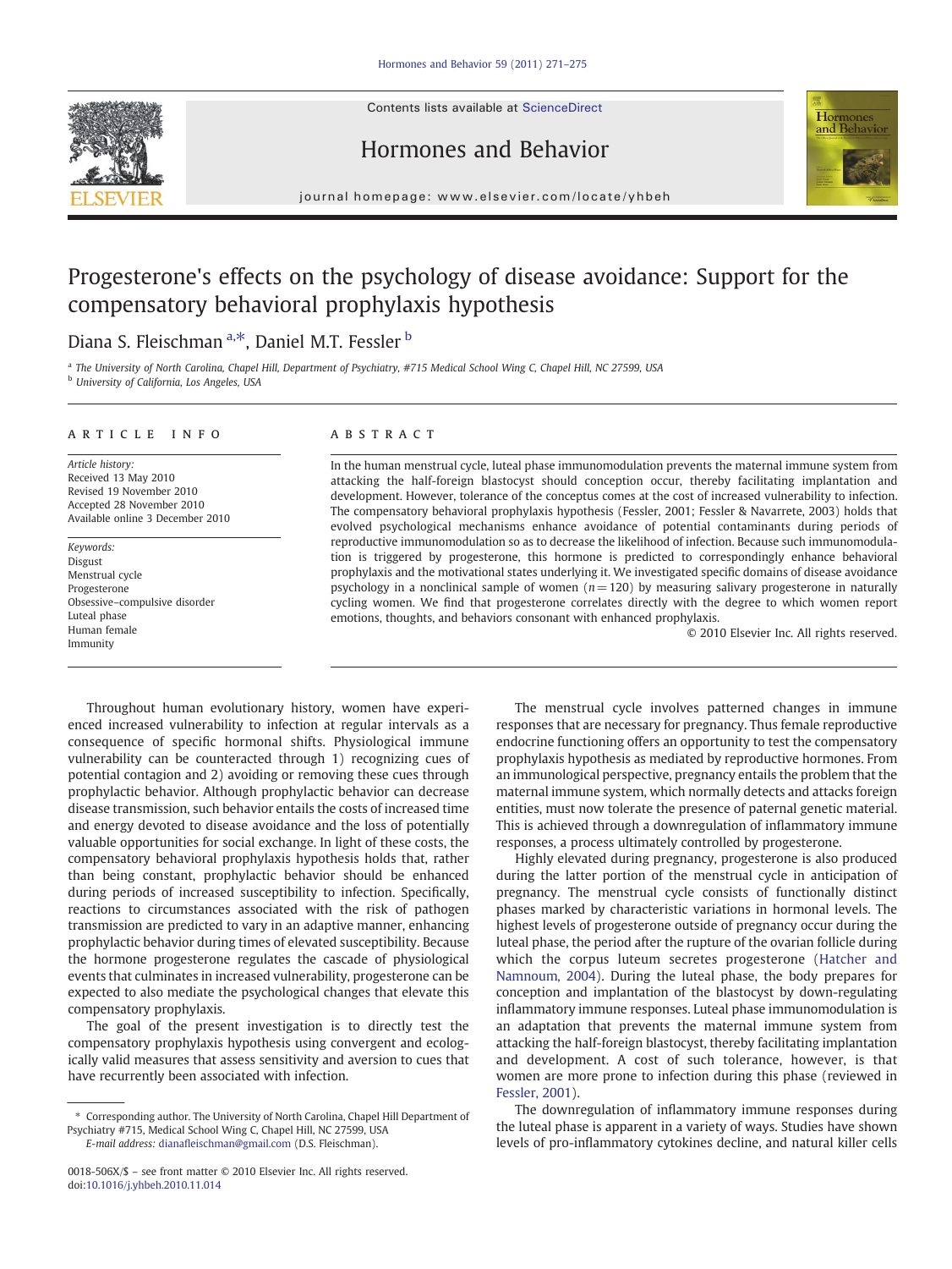Contents lists available at ScienceDirect

# Hormones and Behavior

journal homepage: www.elsevier.com/locate/yhbeh

# Progesterone's effects on the psychology of disease avoidance: Support for the compensatory behavioral prophylaxis hypothesis

Diana S. Fleischman [a,*], Daniel M.T. Fessler [b]

[a] The University of North Carolina, Chapel Hill, Department of Psychiatry, #715 Medical School Wing C, Chapel Hill, NC 27599, USA
[b] University of California, Los Angeles, USA

## ARTICLE INFO

*Article history:*
Received 13 May 2010
Revised 19 November 2010
Accepted 28 November 2010
Available online 3 December 2010

*Keywords:*
Disgust
Menstrual cycle
Progesterone
Obsessive–compulsive disorder
Luteal phase
Human female
Immunity

## ABSTRACT

In the human menstrual cycle, luteal phase immunomodulation prevents the maternal immune system from attacking the half-foreign blastocyst should conception occur, thereby facilitating implantation and development. However, tolerance of the conceptus comes at the cost of increased vulnerability to infection. The compensatory behavioral prophylaxis hypothesis (Fessler, 2001; Fessler & Navarrete, 2003) holds that evolved psychological mechanisms enhance avoidance of potential contaminants during periods of reproductive immunomodulation so as to decrease the likelihood of infection. Because such immunomodulation is triggered by progesterone, this hormone is predicted to correspondingly enhance behavioral prophylaxis and the motivational states underlying it. We investigated specific domains of disease avoidance psychology in a nonclinical sample of women ($n = 120$) by measuring salivary progesterone in naturally cycling women. We find that progesterone correlates directly with the degree to which women report emotions, thoughts, and behaviors consonant with enhanced prophylaxis.

© 2010 Elsevier Inc. All rights reserved.

Throughout human evolutionary history, women have experienced increased vulnerability to infection at regular intervals as a consequence of specific hormonal shifts. Physiological immune vulnerability can be counteracted through 1) recognizing cues of potential contagion and 2) avoiding or removing these cues through prophylactic behavior. Although prophylactic behavior can decrease disease transmission, such behavior entails the costs of increased time and energy devoted to disease avoidance and the loss of potentially valuable opportunities for social exchange. In light of these costs, the compensatory behavioral prophylaxis hypothesis holds that, rather than being constant, prophylactic behavior should be enhanced during periods of increased susceptibility to infection. Specifically, reactions to circumstances associated with the risk of pathogen transmission are predicted to vary in an adaptive manner, enhancing prophylactic behavior during times of elevated susceptibility. Because the hormone progesterone regulates the cascade of physiological events that culminates in increased vulnerability, progesterone can be expected to also mediate the psychological changes that elevate this compensatory prophylaxis.

The goal of the present investigation is to directly test the compensatory prophylaxis hypothesis using convergent and ecologically valid measures that assess sensitivity and aversion to cues that have recurrently been associated with infection.

The menstrual cycle involves patterned changes in immune responses that are necessary for pregnancy. Thus female reproductive endocrine functioning offers an opportunity to test the compensatory prophylaxis hypothesis as mediated by reproductive hormones. From an immunological perspective, pregnancy entails the problem that the maternal immune system, which normally detects and attacks foreign entities, must now tolerate the presence of paternal genetic material. This is achieved through a downregulation of inflammatory immune responses, a process ultimately controlled by progesterone.

Highly elevated during pregnancy, progesterone is also produced during the latter portion of the menstrual cycle in anticipation of pregnancy. The menstrual cycle consists of functionally distinct phases marked by characteristic variations in hormonal levels. The highest levels of progesterone outside of pregnancy occur during the luteal phase, the period after the rupture of the ovarian follicle during which the corpus luteum secretes progesterone (Hatcher and Namnoum, 2004). During the luteal phase, the body prepares for conception and implantation of the blastocyst by down-regulating inflammatory immune responses. Luteal phase immunomodulation is an adaptation that prevents the maternal immune system from attacking the half-foreign blastocyst, thereby facilitating implantation and development. A cost of such tolerance, however, is that women are more prone to infection during this phase (reviewed in Fessler, 2001).

The downregulation of inflammatory immune responses during the luteal phase is apparent in a variety of ways. Studies have shown levels of pro-inflammatory cytokines decline, and natural killer cells

* Corresponding author. The University of North Carolina, Chapel Hill Department of Psychiatry #715, Medical School Wing C, Chapel Hill, NC 27599, USA
*E-mail address:* dianafleischman@gmail.com (D.S. Fleischman).

0018-506X/$ – see front matter © 2010 Elsevier Inc. All rights reserved.
doi:10.1016/j.yhbeh.2010.11.014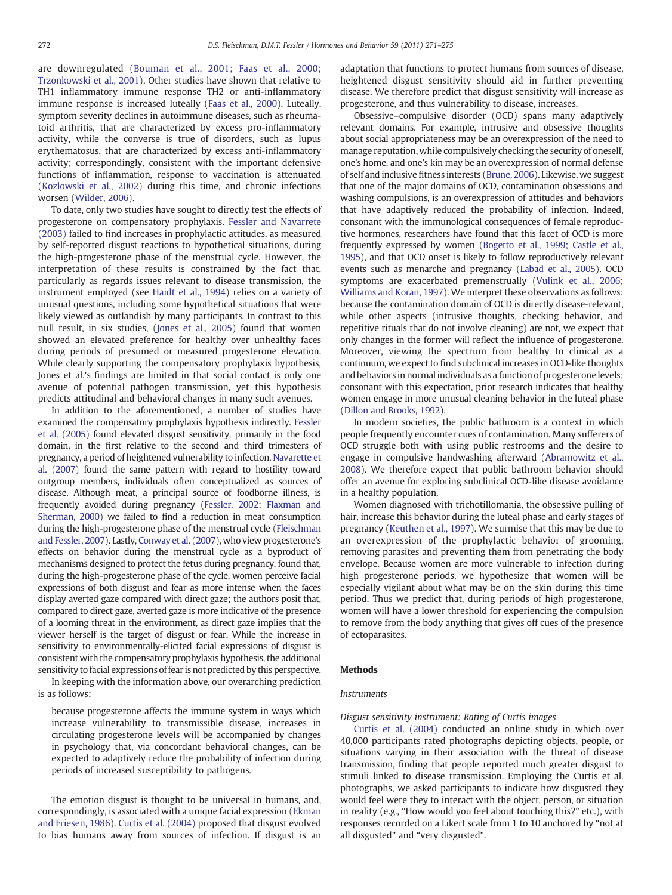are downregulated (Bouman et al., 2001; Faas et al., 2000; Trzonkowski et al., 2001). Other studies have shown that relative to TH1 inflammatory immune response TH2 or anti-inflammatory immune response is increased luteally (Faas et al., 2000). Luteally, symptom severity declines in autoimmune diseases, such as rheumatoid arthritis, that are characterized by excess pro-inflammatory activity, while the converse is true of disorders, such as lupus erythematosus, that are characterized by excess anti-inflammatory activity; correspondingly, consistent with the important defensive functions of inflammation, response to vaccination is attenuated (Kozlowski et al., 2002) during this time, and chronic infections worsen (Wilder, 2006).

To date, only two studies have sought to directly test the effects of progesterone on compensatory prophylaxis. Fessler and Navarrete (2003) failed to find increases in prophylactic attitudes, as measured by self-reported disgust reactions to hypothetical situations, during the high-progesterone phase of the menstrual cycle. However, the interpretation of these results is constrained by the fact that, particularly as regards issues relevant to disease transmission, the instrument employed (see Haidt et al., 1994) relies on a variety of unusual questions, including some hypothetical situations that were likely viewed as outlandish by many participants. In contrast to this null result, in six studies, (Jones et al., 2005) found that women showed an elevated preference for healthy over unhealthy faces during periods of presumed or measured progesterone elevation. While clearly supporting the compensatory prophylaxis hypothesis, Jones et al.'s findings are limited in that social contact is only one avenue of potential pathogen transmission, yet this hypothesis predicts attitudinal and behavioral changes in many such avenues.

In addition to the aforementioned, a number of studies have examined the compensatory prophylaxis hypothesis indirectly. Fessler et al. (2005) found elevated disgust sensitivity, primarily in the food domain, in the first relative to the second and third trimesters of pregnancy, a period of heightened vulnerability to infection. Navarette et al. (2007) found the same pattern with regard to hostility toward outgroup members, individuals often conceptualized as sources of disease. Although meat, a principal source of foodborne illness, is frequently avoided during pregnancy (Fessler, 2002; Flaxman and Sherman, 2000) we failed to find a reduction in meat consumption during the high-progesterone phase of the menstrual cycle (Fleischman and Fessler, 2007). Lastly, Conway et al. (2007), who view progesterone's effects on behavior during the menstrual cycle as a byproduct of mechanisms designed to protect the fetus during pregnancy, found that, during the high-progesterone phase of the cycle, women perceive facial expressions of both disgust and fear as more intense when the faces display averted gaze compared with direct gaze; the authors posit that, compared to direct gaze, averted gaze is more indicative of the presence of a looming threat in the environment, as direct gaze implies that the viewer herself is the target of disgust or fear. While the increase in sensitivity to environmentally-elicited facial expressions of disgust is consistent with the compensatory prophylaxis hypothesis, the additional sensitivity to facial expressions of fear is not predicted by this perspective.

In keeping with the information above, our overarching prediction is as follows:

> because progesterone affects the immune system in ways which increase vulnerability to transmissible disease, increases in circulating progesterone levels will be accompanied by changes in psychology that, via concordant behavioral changes, can be expected to adaptively reduce the probability of infection during periods of increased susceptibility to pathogens.

The emotion disgust is thought to be universal in humans, and, correspondingly, is associated with a unique facial expression (Ekman and Friesen, 1986). Curtis et al. (2004) proposed that disgust evolved to bias humans away from sources of infection. If disgust is an adaptation that functions to protect humans from sources of disease, heightened disgust sensitivity should aid in further preventing disease. We therefore predict that disgust sensitivity will increase as progesterone, and thus vulnerability to disease, increases.

Obsessive–compulsive disorder (OCD) spans many adaptively relevant domains. For example, intrusive and obsessive thoughts about social appropriateness may be an overexpression of the need to manage reputation, while compulsively checking the security of oneself, one's home, and one's kin may be an overexpression of normal defense of self and inclusive fitness interests (Brune, 2006). Likewise, we suggest that one of the major domains of OCD, contamination obsessions and washing compulsions, is an overexpression of attitudes and behaviors that have adaptively reduced the probability of infection. Indeed, consonant with the immunological consequences of female reproductive hormones, researchers have found that this facet of OCD is more frequently expressed by women (Bogetto et al., 1999; Castle et al., 1995), and that OCD onset is likely to follow reproductively relevant events such as menarche and pregnancy (Labad et al., 2005). OCD symptoms are exacerbated premenstrually (Vulink et al., 2006; Williams and Koran, 1997). We interpret these observations as follows: because the contamination domain of OCD is directly disease-relevant, while other aspects (intrusive thoughts, checking behavior, and repetitive rituals that do not involve cleaning) are not, we expect that only changes in the former will reflect the influence of progesterone. Moreover, viewing the spectrum from healthy to clinical as a continuum, we expect to find subclinical increases in OCD-like thoughts and behaviors in normal individuals as a function of progesterone levels; consonant with this expectation, prior research indicates that healthy women engage in more unusual cleaning behavior in the luteal phase (Dillon and Brooks, 1992).

In modern societies, the public bathroom is a context in which people frequently encounter cues of contamination. Many sufferers of OCD struggle both with using public restrooms and the desire to engage in compulsive handwashing afterward (Abramowitz et al., 2008). We therefore expect that public bathroom behavior should offer an avenue for exploring subclinical OCD-like disease avoidance in a healthy population.

Women diagnosed with trichotillomania, the obsessive pulling of hair, increase this behavior during the luteal phase and early stages of pregnancy (Keuthen et al., 1997). We surmise that this may be due to an overexpression of the prophylactic behavior of grooming, removing parasites and preventing them from penetrating the body envelope. Because women are more vulnerable to infection during high progesterone periods, we hypothesize that women will be especially vigilant about what may be on the skin during this time period. Thus we predict that, during periods of high progesterone, women will have a lower threshold for experiencing the compulsion to remove from the body anything that gives off cues of the presence of ectoparasites.

## Methods

### Instruments

#### Disgust sensitivity instrument: Rating of Curtis images

Curtis et al. (2004) conducted an online study in which over 40,000 participants rated photographs depicting objects, people, or situations varying in their association with the threat of disease transmission, finding that people reported much greater disgust to stimuli linked to disease transmission. Employing the Curtis et al. photographs, we asked participants to indicate how disgusted they would feel were they to interact with the object, person, or situation in reality (e.g., "How would you feel about touching this?" etc.), with responses recorded on a Likert scale from 1 to 10 anchored by "not at all disgusted" and "very disgusted".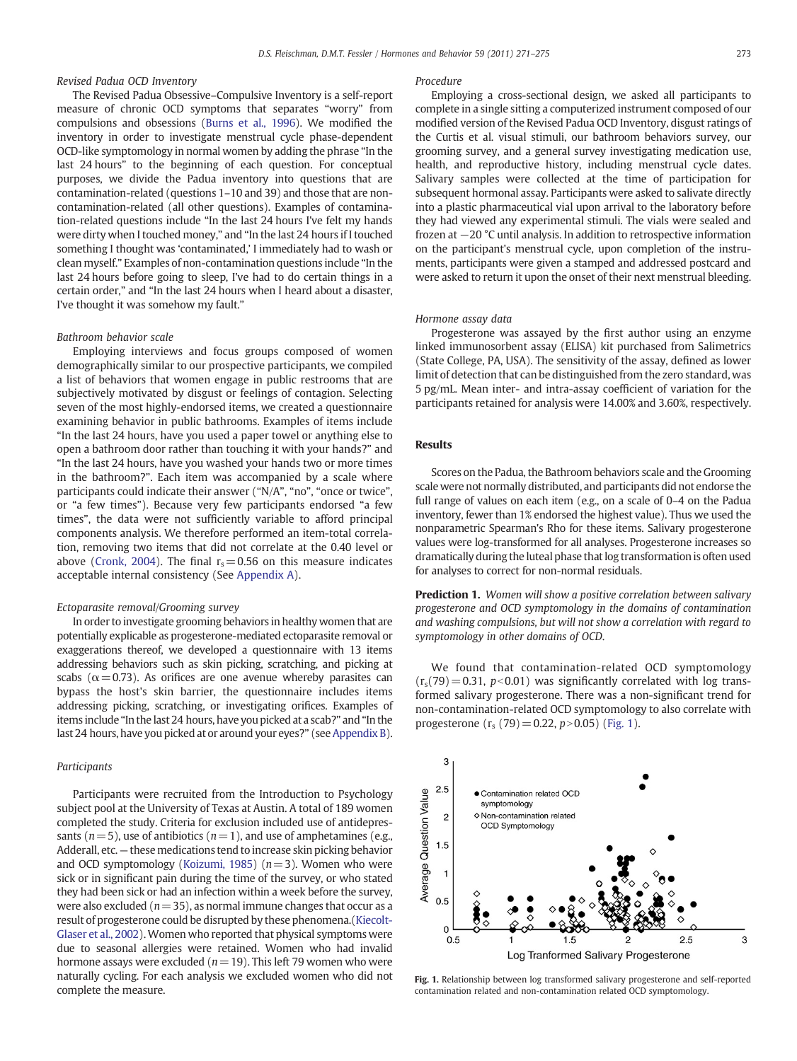### Revised Padua OCD Inventory

The Revised Padua Obsessive–Compulsive Inventory is a self-report measure of chronic OCD symptoms that separates "worry" from compulsions and obsessions (Burns et al., 1996). We modified the inventory in order to investigate menstrual cycle phase-dependent OCD-like symptomology in normal women by adding the phrase "In the last 24 hours" to the beginning of each question. For conceptual purposes, we divide the Padua inventory into questions that are contamination-related (questions 1–10 and 39) and those that are non-contamination-related (all other questions). Examples of contamination-related questions include "In the last 24 hours I've felt my hands were dirty when I touched money," and "In the last 24 hours if I touched something I thought was 'contaminated,' I immediately had to wash or clean myself." Examples of non-contamination questions include "In the last 24 hours before going to sleep, I've had to do certain things in a certain order," and "In the last 24 hours when I heard about a disaster, I've thought it was somehow my fault."

### Bathroom behavior scale

Employing interviews and focus groups composed of women demographically similar to our prospective participants, we compiled a list of behaviors that women engage in public restrooms that are subjectively motivated by disgust or feelings of contagion. Selecting seven of the most highly-endorsed items, we created a questionnaire examining behavior in public bathrooms. Examples of items include "In the last 24 hours, have you used a paper towel or anything else to open a bathroom door rather than touching it with your hands?" and "In the last 24 hours, have you washed your hands two or more times in the bathroom?". Each item was accompanied by a scale where participants could indicate their answer ("N/A", "no", "once or twice", or "a few times"). Because very few participants endorsed "a few times", the data were not sufficiently variable to afford principal components analysis. We therefore performed an item-total correlation, removing two items that did not correlate at the 0.40 level or above (Cronk, 2004). The final $r_s = 0.56$ on this measure indicates acceptable internal consistency (See Appendix A).

### Ectoparasite removal/Grooming survey

In order to investigate grooming behaviors in healthy women that are potentially explicable as progesterone-mediated ectoparasite removal or exaggerations thereof, we developed a questionnaire with 13 items addressing behaviors such as skin picking, scratching, and picking at scabs ($\alpha = 0.73$). As orifices are one avenue whereby parasites can bypass the host's skin barrier, the questionnaire includes items addressing picking, scratching, or investigating orifices. Examples of items include "In the last 24 hours, have you picked at a scab?" and "In the last 24 hours, have you picked at or around your eyes?" (see Appendix B).

### Participants

Participants were recruited from the Introduction to Psychology subject pool at the University of Texas at Austin. A total of 189 women completed the study. Criteria for exclusion included use of antidepressants ($n = 5$), use of antibiotics ($n = 1$), and use of amphetamines (e.g., Adderall, etc. — these medications tend to increase skin picking behavior and OCD symptomology (Koizumi, 1985) ($n = 3$). Women who were sick or in significant pain during the time of the survey, or who stated they had been sick or had an infection within a week before the survey, were also excluded ($n = 35$), as normal immune changes that occur as a result of progesterone could be disrupted by these phenomena.(Kiecolt-Glaser et al., 2002). Women who reported that physical symptoms were due to seasonal allergies were retained. Women who had invalid hormone assays were excluded ($n = 19$). This left 79 women who were naturally cycling. For each analysis we excluded women who did not complete the measure.

### Procedure

Employing a cross-sectional design, we asked all participants to complete in a single sitting a computerized instrument composed of our modified version of the Revised Padua OCD Inventory, disgust ratings of the Curtis et al. visual stimuli, our bathroom behaviors survey, our grooming survey, and a general survey investigating medication use, health, and reproductive history, including menstrual cycle dates. Salivary samples were collected at the time of participation for subsequent hormonal assay. Participants were asked to salivate directly into a plastic pharmaceutical vial upon arrival to the laboratory before they had viewed any experimental stimuli. The vials were sealed and frozen at −20 °C until analysis. In addition to retrospective information on the participant's menstrual cycle, upon completion of the instruments, participants were given a stamped and addressed postcard and were asked to return it upon the onset of their next menstrual bleeding.

### Hormone assay data

Progesterone was assayed by the first author using an enzyme linked immunosorbent assay (ELISA) kit purchased from Salimetrics (State College, PA, USA). The sensitivity of the assay, defined as lower limit of detection that can be distinguished from the zero standard, was 5 pg/mL. Mean inter- and intra-assay coefficient of variation for the participants retained for analysis were 14.00% and 3.60%, respectively.

## Results

Scores on the Padua, the Bathroom behaviors scale and the Grooming scale were not normally distributed, and participants did not endorse the full range of values on each item (e.g., on a scale of 0–4 on the Padua inventory, fewer than 1% endorsed the highest value). Thus we used the nonparametric Spearman's Rho for these items. Salivary progesterone values were log-transformed for all analyses. Progesterone increases so dramatically during the luteal phase that log transformation is often used for analyses to correct for non-normal residuals.

**Prediction 1.** *Women will show a positive correlation between salivary progesterone and OCD symptomology in the domains of contamination and washing compulsions, but will not show a correlation with regard to symptomology in other domains of OCD.*

We found that contamination-related OCD symptomology ($r_s(79) = 0.31$, $p < 0.01$) was significantly correlated with log transformed salivary progesterone. There was a non-significant trend for non-contamination-related OCD symptomology to also correlate with progesterone ($r_s(79) = 0.22$, $p > 0.05$) (Fig. 1).

**Fig. 1.** Relationship between log transformed salivary progesterone and self-reported contamination related and non-contamination related OCD symptomology.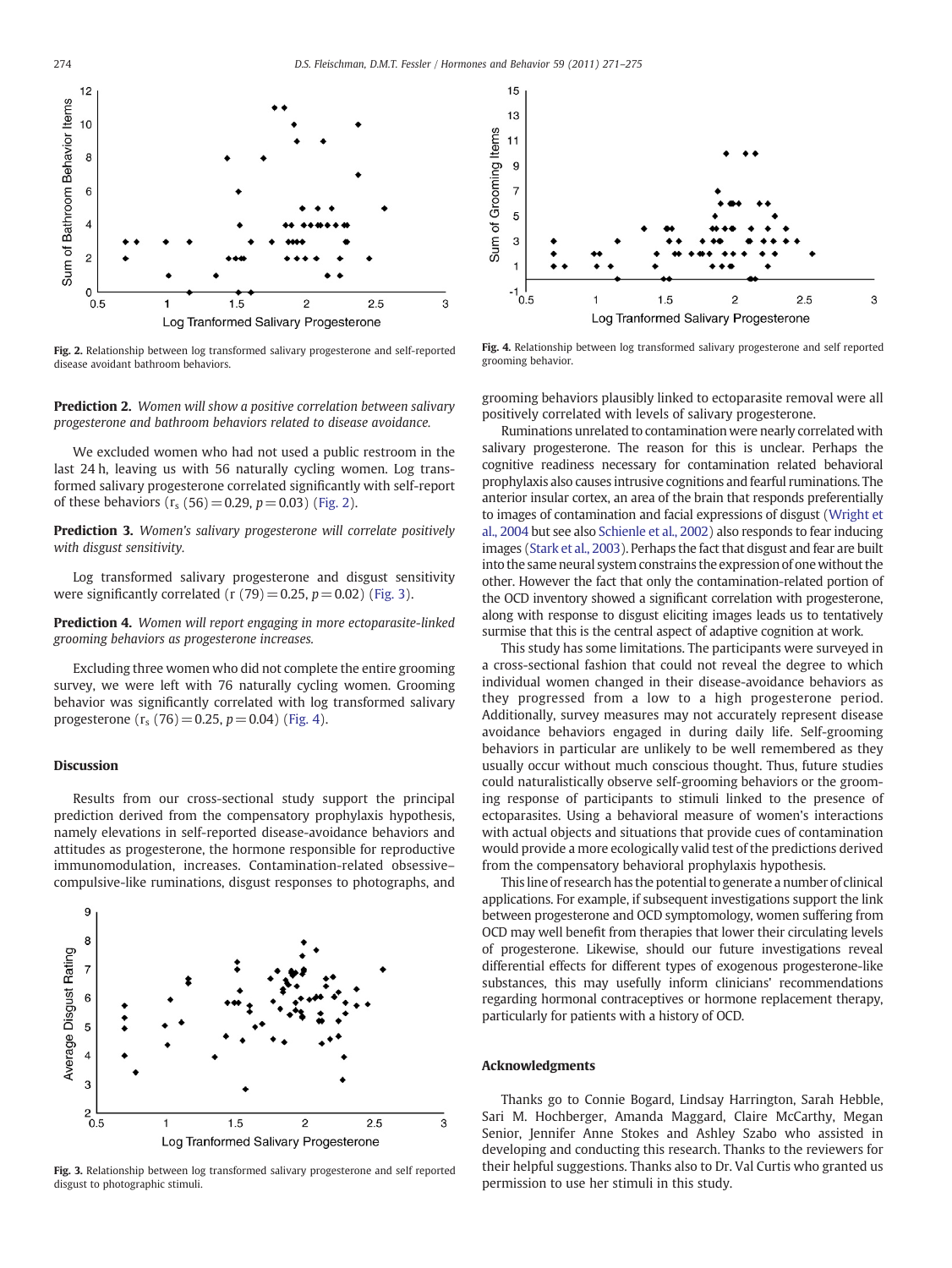Fig. 2. Relationship between log transformed salivary progesterone and self-reported disease avoidant bathroom behaviors.

Fig. 4. Relationship between log transformed salivary progesterone and self reported grooming behavior.

**Prediction 2.** *Women will show a positive correlation between salivary progesterone and bathroom behaviors related to disease avoidance.*

We excluded women who had not used a public restroom in the last 24 h, leaving us with 56 naturally cycling women. Log transformed salivary progesterone correlated significantly with self-report of these behaviors ($r_s$ (56) = 0.29, $p = 0.03$) (Fig. 2).

**Prediction 3.** *Women's salivary progesterone will correlate positively with disgust sensitivity.*

Log transformed salivary progesterone and disgust sensitivity were significantly correlated (r (79) = 0.25, $p = 0.02$) (Fig. 3).

**Prediction 4.** *Women will report engaging in more ectoparasite-linked grooming behaviors as progesterone increases.*

Excluding three women who did not complete the entire grooming survey, we were left with 76 naturally cycling women. Grooming behavior was significantly correlated with log transformed salivary progesterone ($r_s$ (76) = 0.25, $p = 0.04$) (Fig. 4).

## Discussion

Results from our cross-sectional study support the principal prediction derived from the compensatory prophylaxis hypothesis, namely elevations in self-reported disease-avoidance behaviors and attitudes as progesterone, the hormone responsible for reproductive immunomodulation, increases. Contamination-related obsessive–compulsive-like ruminations, disgust responses to photographs, and grooming behaviors plausibly linked to ectoparasite removal were all positively correlated with levels of salivary progesterone.

Fig. 3. Relationship between log transformed salivary progesterone and self reported disgust to photographic stimuli.

Ruminations unrelated to contamination were nearly correlated with salivary progesterone. The reason for this is unclear. Perhaps the cognitive readiness necessary for contamination related behavioral prophylaxis also causes intrusive cognitions and fearful ruminations. The anterior insular cortex, an area of the brain that responds preferentially to images of contamination and facial expressions of disgust (Wright et al., 2004 but see also Schienle et al., 2002) also responds to fear inducing images (Stark et al., 2003). Perhaps the fact that disgust and fear are built into the same neural system constrains the expression of one without the other. However the fact that only the contamination-related portion of the OCD inventory showed a significant correlation with progesterone, along with response to disgust eliciting images leads us to tentatively surmise that this is the central aspect of adaptive cognition at work.

This study has some limitations. The participants were surveyed in a cross-sectional fashion that could not reveal the degree to which individual women changed in their disease-avoidance behaviors as they progressed from a low to a high progesterone period. Additionally, survey measures may not accurately represent disease avoidance behaviors engaged in during daily life. Self-grooming behaviors in particular are unlikely to be well remembered as they usually occur without much conscious thought. Thus, future studies could naturalistically observe self-grooming behaviors or the grooming response of participants to stimuli linked to the presence of ectoparasites. Using a behavioral measure of women's interactions with actual objects and situations that provide cues of contamination would provide a more ecologically valid test of the predictions derived from the compensatory behavioral prophylaxis hypothesis.

This line of research has the potential to generate a number of clinical applications. For example, if subsequent investigations support the link between progesterone and OCD symptomology, women suffering from OCD may well benefit from therapies that lower their circulating levels of progesterone. Likewise, should our future investigations reveal differential effects for different types of exogenous progesterone-like substances, this may usefully inform clinicians' recommendations regarding hormonal contraceptives or hormone replacement therapy, particularly for patients with a history of OCD.

## Acknowledgments

Thanks go to Connie Bogard, Lindsay Harrington, Sarah Hebble, Sari M. Hochberger, Amanda Maggard, Claire McCarthy, Megan Senior, Jennifer Anne Stokes and Ashley Szabo who assisted in developing and conducting this research. Thanks to the reviewers for their helpful suggestions. Thanks also to Dr. Val Curtis who granted us permission to use her stimuli in this study.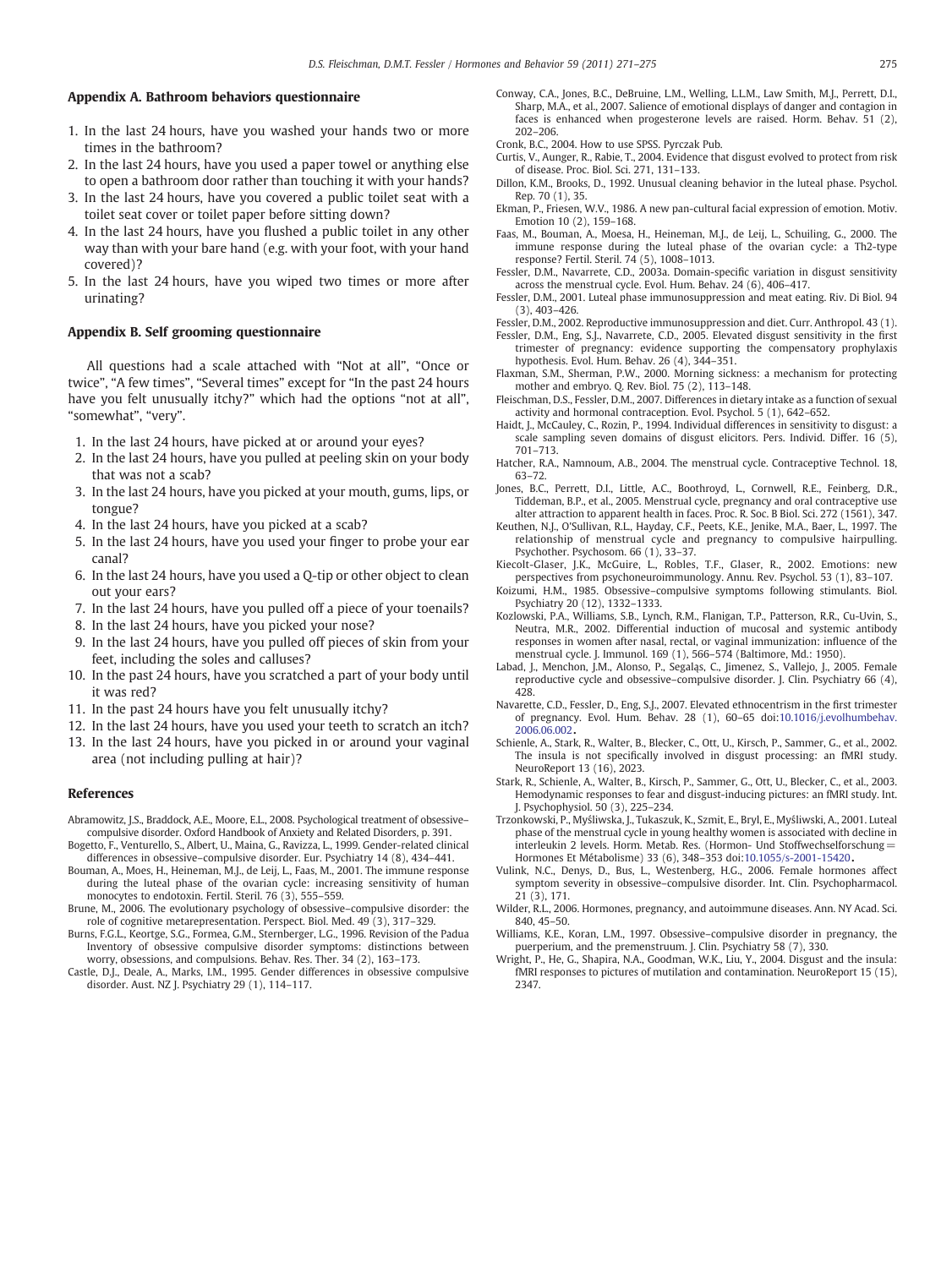## Appendix A. Bathroom behaviors questionnaire

1. In the last 24 hours, have you washed your hands two or more times in the bathroom?
2. In the last 24 hours, have you used a paper towel or anything else to open a bathroom door rather than touching it with your hands?
3. In the last 24 hours, have you covered a public toilet seat with a toilet seat cover or toilet paper before sitting down?
4. In the last 24 hours, have you flushed a public toilet in any other way than with your bare hand (e.g. with your foot, with your hand covered)?
5. In the last 24 hours, have you wiped two times or more after urinating?

## Appendix B. Self grooming questionnaire

All questions had a scale attached with "Not at all", "Once or twice", "A few times", "Several times" except for "In the past 24 hours have you felt unusually itchy?" which had the options "not at all", "somewhat", "very".

1. In the last 24 hours, have picked at or around your eyes?
2. In the last 24 hours, have you pulled at peeling skin on your body that was not a scab?
3. In the last 24 hours, have you picked at your mouth, gums, lips, or tongue?
4. In the last 24 hours, have you picked at a scab?
5. In the last 24 hours, have you used your finger to probe your ear canal?
6. In the last 24 hours, have you used a Q-tip or other object to clean out your ears?
7. In the last 24 hours, have you pulled off a piece of your toenails?
8. In the last 24 hours, have you picked your nose?
9. In the last 24 hours, have you pulled off pieces of skin from your feet, including the soles and calluses?
10. In the past 24 hours, have you scratched a part of your body until it was red?
11. In the past 24 hours have you felt unusually itchy?
12. In the last 24 hours, have you used your teeth to scratch an itch?
13. In the last 24 hours, have you picked in or around your vaginal area (not including pulling at hair)?

## References

Abramowitz, J.S., Braddock, A.E., Moore, E.L., 2008. Psychological treatment of obsessive–compulsive disorder. Oxford Handbook of Anxiety and Related Disorders, p. 391.

Bogetto, F., Venturello, S., Albert, U., Maina, G., Ravizza, L., 1999. Gender-related clinical differences in obsessive–compulsive disorder. Eur. Psychiatry 14 (8), 434–441.

Bouman, A., Moes, H., Heineman, M.J., de Leij, L., Faas, M., 2001. The immune response during the luteal phase of the ovarian cycle: increasing sensitivity of human monocytes to endotoxin. Fertil. Steril. 76 (3), 555–559.

Brune, M., 2006. The evolutionary psychology of obsessive–compulsive disorder: the role of cognitive metarepresentation. Perspect. Biol. Med. 49 (3), 317–329.

Burns, F.G.L., Keortge, S.G., Formea, G.M., Sternberger, L.G., 1996. Revision of the Padua Inventory of obsessive compulsive disorder symptoms: distinctions between worry, obsessions, and compulsions. Behav. Res. Ther. 34 (2), 163–173.

Castle, D.J., Deale, A., Marks, I.M., 1995. Gender differences in obsessive compulsive disorder. Aust. NZ J. Psychiatry 29 (1), 114–117.

Conway, C.A., Jones, B.C., DeBruine, L.M., Welling, L.L.M., Law Smith, M.J., Perrett, D.I., Sharp, M.A., et al., 2007. Salience of emotional displays of danger and contagion in faces is enhanced when progesterone levels are raised. Horm. Behav. 51 (2), 202–206.

Cronk, B.C., 2004. How to use SPSS. Pyrczak Pub.

Curtis, V., Aunger, R., Rabie, T., 2004. Evidence that disgust evolved to protect from risk of disease. Proc. Biol. Sci. 271, 131–133.

Dillon, K.M., Brooks, D., 1992. Unusual cleaning behavior in the luteal phase. Psychol. Rep. 70 (1), 35.

Ekman, P., Friesen, W.V., 1986. A new pan-cultural facial expression of emotion. Motiv. Emotion 10 (2), 159–168.

Faas, M., Bouman, A., Moesa, H., Heineman, M.J., de Leij, L., Schuiling, G., 2000. The immune response during the luteal phase of the ovarian cycle: a Th2-type response? Fertil. Steril. 74 (5), 1008–1013.

Fessler, D.M., Navarrete, C.D., 2003a. Domain-specific variation in disgust sensitivity across the menstrual cycle. Evol. Hum. Behav. 24 (6), 406–417.

Fessler, D.M., 2001. Luteal phase immunosuppression and meat eating. Riv. Di Biol. 94 (3), 403–426.

Fessler, D.M., 2002. Reproductive immunosuppression and diet. Curr. Anthropol. 43 (1).

Fessler, D.M., Eng, S.J., Navarrete, C.D., 2005. Elevated disgust sensitivity in the first trimester of pregnancy: evidence supporting the compensatory prophylaxis hypothesis. Evol. Hum. Behav. 26 (4), 344–351.

Flaxman, S.M., Sherman, P.W., 2000. Morning sickness: a mechanism for protecting mother and embryo. Q. Rev. Biol. 75 (2), 113–148.

Fleischman, D.S., Fessler, D.M., 2007. Differences in dietary intake as a function of sexual activity and hormonal contraception. Evol. Psychol. 5 (1), 642–652.

Haidt, J., McCauley, C., Rozin, P., 1994. Individual differences in sensitivity to disgust: a scale sampling seven domains of disgust elicitors. Pers. Individ. Differ. 16 (5), 701–713.

Hatcher, R.A., Namnoum, A.B., 2004. The menstrual cycle. Contraceptive Technol. 18, 63–72.

Jones, B.C., Perrett, D.I., Little, A.C., Boothroyd, L., Cornwell, R.E., Feinberg, D.R., Tiddeman, B.P., et al., 2005. Menstrual cycle, pregnancy and oral contraceptive use alter attraction to apparent health in faces. Proc. R. Soc. B Biol. Sci. 272 (1561), 347.

Keuthen, N.J., O'Sullivan, R.L., Hayday, C.F., Peets, K.E., Jenike, M.A., Baer, L., 1997. The relationship of menstrual cycle and pregnancy to compulsive hairpulling. Psychother. Psychosom. 66 (1), 33–37.

Kiecolt-Glaser, J.K., McGuire, L., Robles, T.F., Glaser, R., 2002. Emotions: new perspectives from psychoneuroimmunology. Annu. Rev. Psychol. 53 (1), 83–107.

Koizumi, H.M., 1985. Obsessive–compulsive symptoms following stimulants. Biol. Psychiatry 20 (12), 1332–1333.

Kozlowski, P.A., Williams, S.B., Lynch, R.M., Flanigan, T.P., Patterson, R.R., Cu-Uvin, S., Neutra, M.R., 2002. Differential induction of mucosal and systemic antibody responses in women after nasal, rectal, or vaginal immunization: influence of the menstrual cycle. J. Immunol. 169 (1), 566–574 (Baltimore, Md.: 1950).

Labad, J., Menchon, J.M., Alonso, P., Segalàs, C., Jimenez, S., Vallejo, J., 2005. Female reproductive cycle and obsessive–compulsive disorder. J. Clin. Psychiatry 66 (4), 428.

Navarette, C.D., Fessler, D., Eng, S.J., 2007. Elevated ethnocentrism in the first trimester of pregnancy. Evol. Hum. Behav. 28 (1), 60–65 doi:10.1016/j.evolhumbehav.2006.06.002.

Schienle, A., Stark, R., Walter, B., Blecker, C., Ott, U., Kirsch, P., Sammer, G., et al., 2002. The insula is not specifically involved in disgust processing: an fMRI study. NeuroReport 13 (16), 2023.

Stark, R., Schienle, A., Walter, B., Kirsch, P., Sammer, G., Ott, U., Blecker, C., et al., 2003. Hemodynamic responses to fear and disgust-inducing pictures: an fMRI study. Int. J. Psychophysiol. 50 (3), 225–234.

Trzonkowski, P., Myśliwska, J., Tukaszuk, K., Szmit, E., Bryl, E., Myśliwski, A., 2001. Luteal phase of the menstrual cycle in young healthy women is associated with decline in interleukin 2 levels. Horm. Metab. Res. (Hormon- Und Stoffwechselforschung = Hormones Et Métabolisme) 33 (6), 348–353 doi:10.1055/s-2001-15420.

Vulink, N.C., Denys, D., Bus, L., Westenberg, H.G., 2006. Female hormones affect symptom severity in obsessive–compulsive disorder. Int. Clin. Psychopharmacol. 21 (3), 171.

Wilder, R.L., 2006. Hormones, pregnancy, and autoimmune diseases. Ann. NY Acad. Sci. 840, 45–50.

Williams, K.E., Koran, L.M., 1997. Obsessive–compulsive disorder in pregnancy, the puerperium, and the premenstruum. J. Clin. Psychiatry 58 (7), 330.

Wright, P., He, G., Shapira, N.A., Goodman, W.K., Liu, Y., 2004. Disgust and the insula: fMRI responses to pictures of mutilation and contamination. NeuroReport 15 (15), 2347.